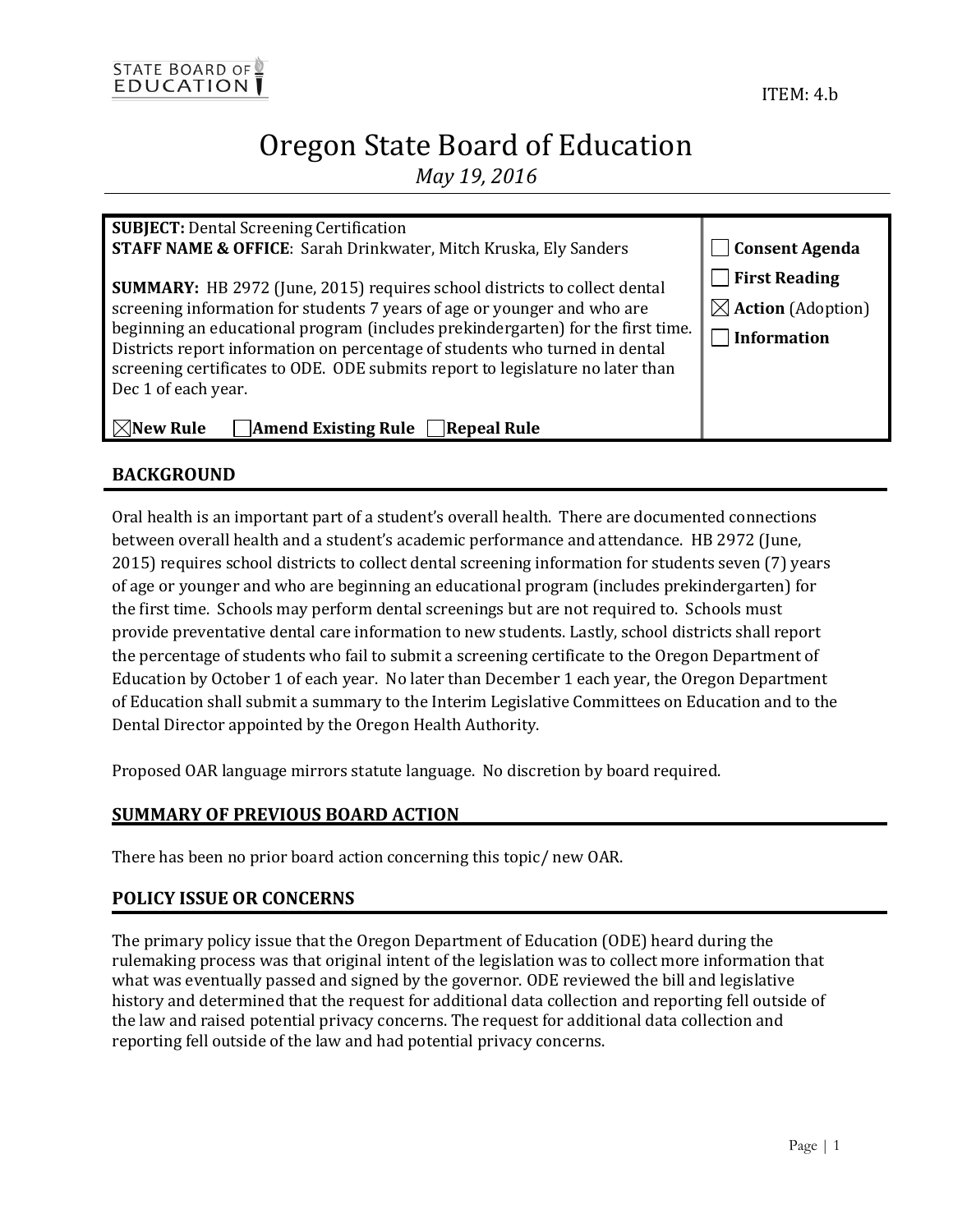STATE BOARD OF EDUCATION

ITEM: 4.b

# Oregon State Board of Education

*May 19, 2016*

**SUBJECT:** Dental Screening Certification
**STAFF NAME & OFFICE**: Sarah Drinkwater, Mitch Kruska, Ely Sanders

**SUMMARY:** HB 2972 (June, 2015) requires school districts to collect dental screening information for students 7 years of age or younger and who are beginning an educational program (includes prekindergarten) for the first time. Districts report information on percentage of students who turned in dental screening certificates to ODE. ODE submits report to legislature no later than Dec 1 of each year.

☒ **New Rule** ☐ **Amend Existing Rule** ☐ **Repeal Rule**

☐ **Consent Agenda**
☐ **First Reading**
☒ **Action** (Adoption)
☐ **Information**

## BACKGROUND

Oral health is an important part of a student's overall health. There are documented connections between overall health and a student's academic performance and attendance. HB 2972 (June, 2015) requires school districts to collect dental screening information for students seven (7) years of age or younger and who are beginning an educational program (includes prekindergarten) for the first time. Schools may perform dental screenings but are not required to. Schools must provide preventative dental care information to new students. Lastly, school districts shall report the percentage of students who fail to submit a screening certificate to the Oregon Department of Education by October 1 of each year. No later than December 1 each year, the Oregon Department of Education shall submit a summary to the Interim Legislative Committees on Education and to the Dental Director appointed by the Oregon Health Authority.

Proposed OAR language mirrors statute language. No discretion by board required.

## SUMMARY OF PREVIOUS BOARD ACTION

There has been no prior board action concerning this topic/ new OAR.

## POLICY ISSUE OR CONCERNS

The primary policy issue that the Oregon Department of Education (ODE) heard during the rulemaking process was that original intent of the legislation was to collect more information that what was eventually passed and signed by the governor. ODE reviewed the bill and legislative history and determined that the request for additional data collection and reporting fell outside of the law and raised potential privacy concerns. The request for additional data collection and reporting fell outside of the law and had potential privacy concerns.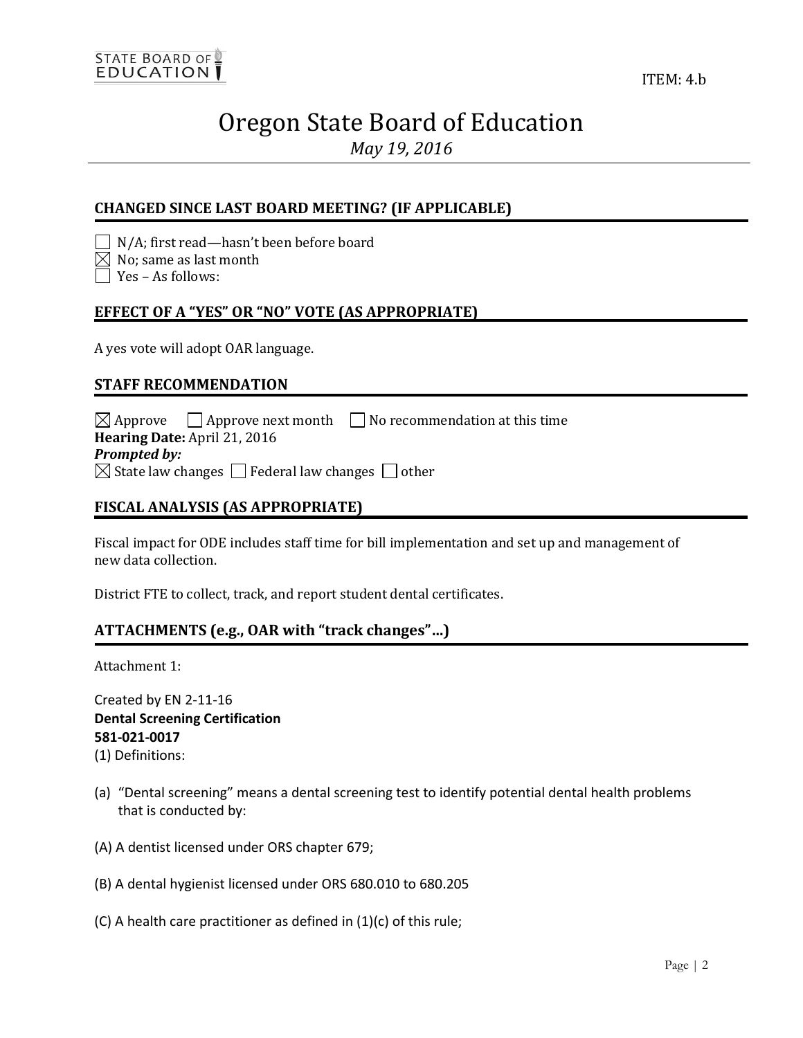ITEM: 4.b

# Oregon State Board of Education

*May 19, 2016*

## CHANGED SINCE LAST BOARD MEETING? (IF APPLICABLE)

☐ N/A; first read—hasn't been before board
☒ No; same as last month
☐ Yes – As follows:

## EFFECT OF A "YES" OR "NO" VOTE (AS APPROPRIATE)

A yes vote will adopt OAR language.

## STAFF RECOMMENDATION

☒ Approve ☐ Approve next month ☐ No recommendation at this time
**Hearing Date:** April 21, 2016
***Prompted by:***
☒ State law changes ☐ Federal law changes ☐ other

## FISCAL ANALYSIS (AS APPROPRIATE)

Fiscal impact for ODE includes staff time for bill implementation and set up and management of new data collection.

District FTE to collect, track, and report student dental certificates.

## ATTACHMENTS (e.g., OAR with "track changes"…)

Attachment 1:

Created by EN 2-11-16
**Dental Screening Certification**
**581-021-0017**
(1) Definitions:

(a) "Dental screening" means a dental screening test to identify potential dental health problems that is conducted by:

(A) A dentist licensed under ORS chapter 679;

(B) A dental hygienist licensed under ORS 680.010 to 680.205

(C) A health care practitioner as defined in (1)(c) of this rule;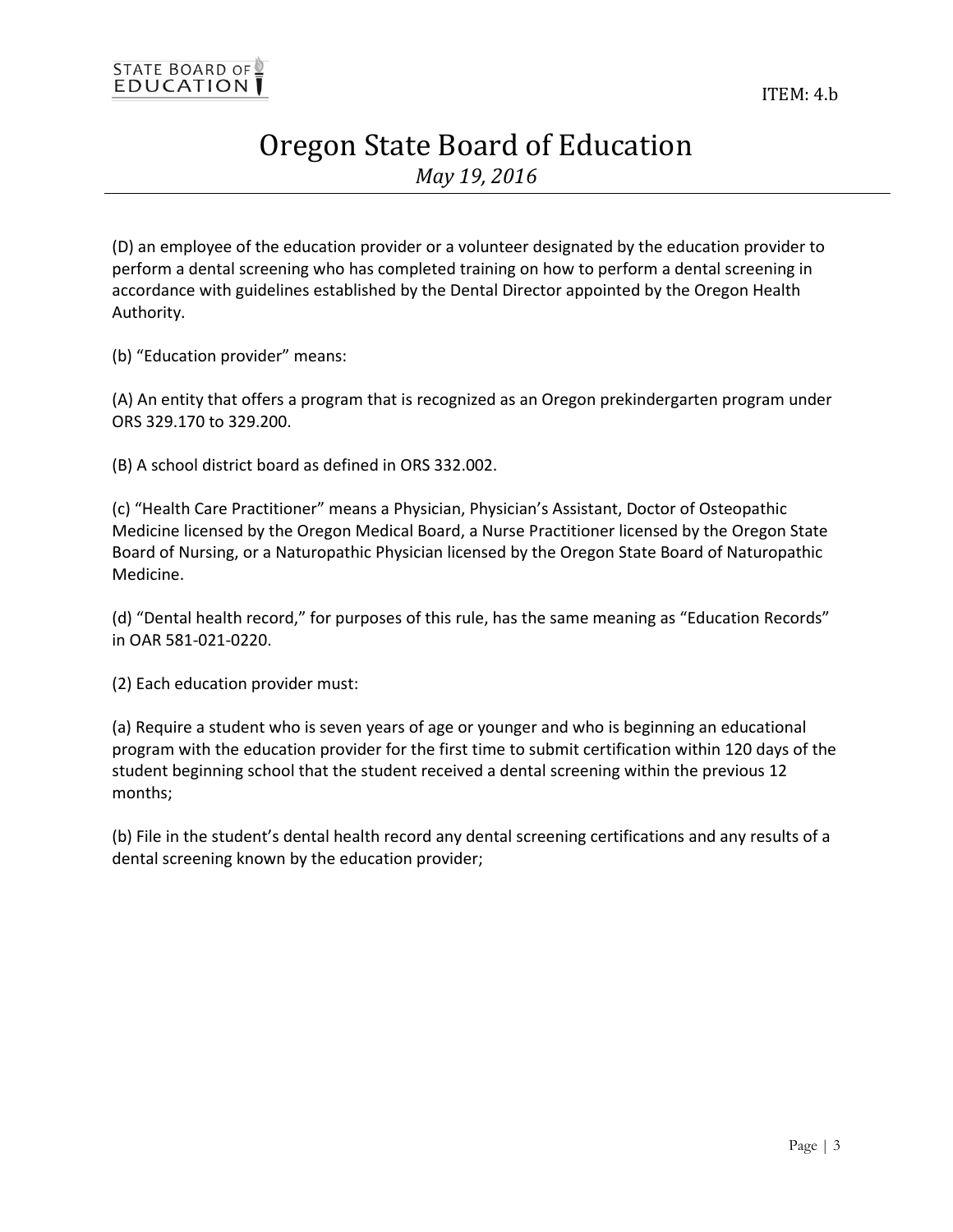(D) an employee of the education provider or a volunteer designated by the education provider to perform a dental screening who has completed training on how to perform a dental screening in accordance with guidelines established by the Dental Director appointed by the Oregon Health Authority.

(b) "Education provider" means:

(A) An entity that offers a program that is recognized as an Oregon prekindergarten program under ORS 329.170 to 329.200.

(B) A school district board as defined in ORS 332.002.

(c) "Health Care Practitioner" means a Physician, Physician's Assistant, Doctor of Osteopathic Medicine licensed by the Oregon Medical Board, a Nurse Practitioner licensed by the Oregon State Board of Nursing, or a Naturopathic Physician licensed by the Oregon State Board of Naturopathic Medicine.

(d) "Dental health record," for purposes of this rule, has the same meaning as "Education Records" in OAR 581-021-0220.

(2) Each education provider must:

(a) Require a student who is seven years of age or younger and who is beginning an educational program with the education provider for the first time to submit certification within 120 days of the student beginning school that the student received a dental screening within the previous 12 months;

(b) File in the student's dental health record any dental screening certifications and any results of a dental screening known by the education provider;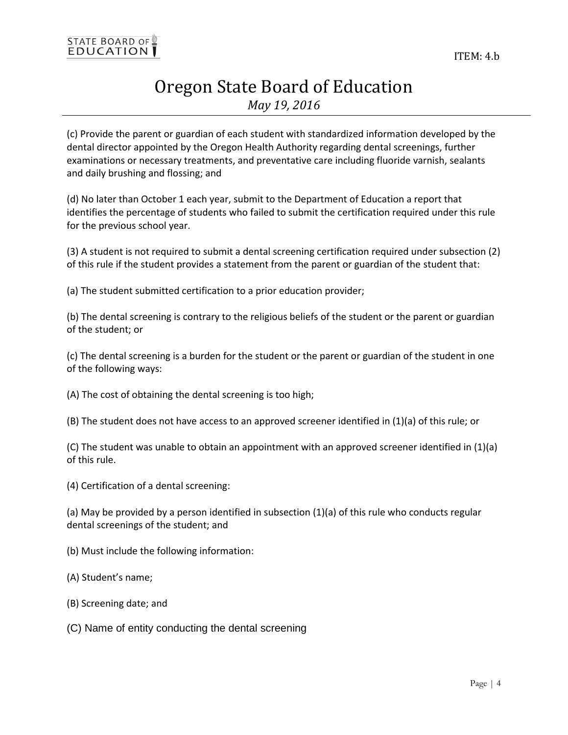(c) Provide the parent or guardian of each student with standardized information developed by the dental director appointed by the Oregon Health Authority regarding dental screenings, further examinations or necessary treatments, and preventative care including fluoride varnish, sealants and daily brushing and flossing; and

(d) No later than October 1 each year, submit to the Department of Education a report that identifies the percentage of students who failed to submit the certification required under this rule for the previous school year.

(3) A student is not required to submit a dental screening certification required under subsection (2) of this rule if the student provides a statement from the parent or guardian of the student that:

(a) The student submitted certification to a prior education provider;

(b) The dental screening is contrary to the religious beliefs of the student or the parent or guardian of the student; or

(c) The dental screening is a burden for the student or the parent or guardian of the student in one of the following ways:

(A) The cost of obtaining the dental screening is too high;

(B) The student does not have access to an approved screener identified in (1)(a) of this rule; or

(C) The student was unable to obtain an appointment with an approved screener identified in (1)(a) of this rule.

(4) Certification of a dental screening:

(a) May be provided by a person identified in subsection (1)(a) of this rule who conducts regular dental screenings of the student; and

(b) Must include the following information:

(A) Student's name;

(B) Screening date; and

(C) Name of entity conducting the dental screening